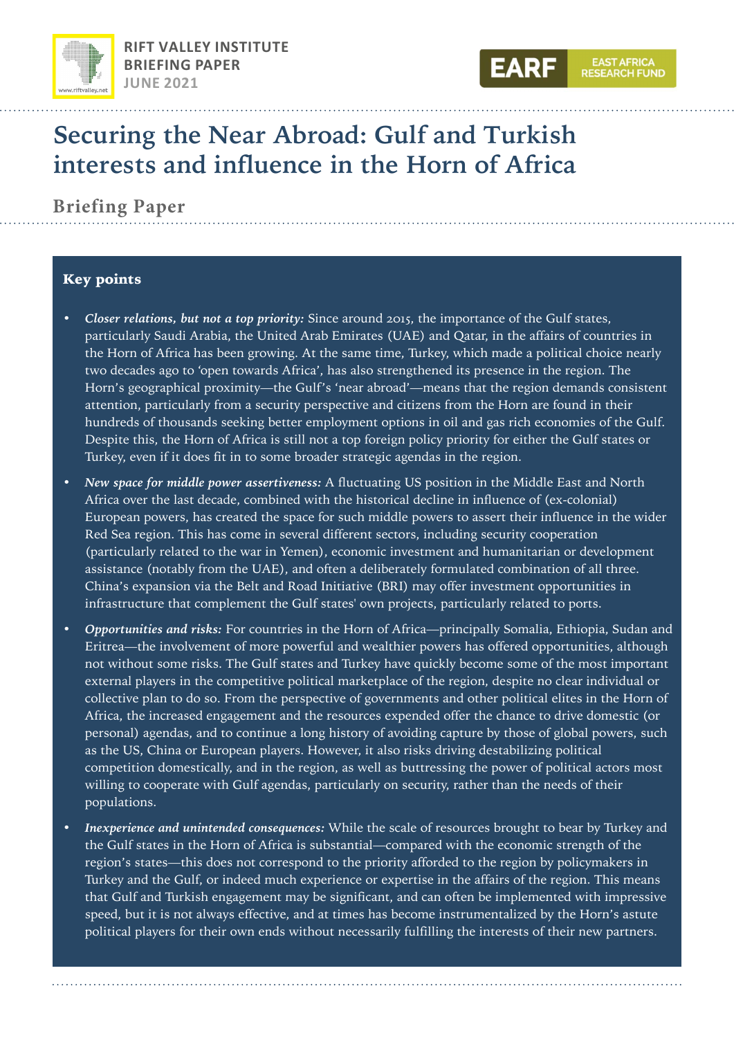RIFT VALLEY INSTITUTE
BRIEFING PAPER
JUNE 2021

EARF EAST AFRICA RESEARCH FUND

# Securing the Near Abroad: Gulf and Turkish interests and influence in the Horn of Africa

## Briefing Paper

### Key points

- ***Closer relations, but not a top priority:*** Since around 2015, the importance of the Gulf states, particularly Saudi Arabia, the United Arab Emirates (UAE) and Qatar, in the affairs of countries in the Horn of Africa has been growing. At the same time, Turkey, which made a political choice nearly two decades ago to 'open towards Africa', has also strengthened its presence in the region. The Horn's geographical proximity—the Gulf's 'near abroad'—means that the region demands consistent attention, particularly from a security perspective and citizens from the Horn are found in their hundreds of thousands seeking better employment options in oil and gas rich economies of the Gulf. Despite this, the Horn of Africa is still not a top foreign policy priority for either the Gulf states or Turkey, even if it does fit in to some broader strategic agendas in the region.
- ***New space for middle power assertiveness:*** A fluctuating US position in the Middle East and North Africa over the last decade, combined with the historical decline in influence of (ex-colonial) European powers, has created the space for such middle powers to assert their influence in the wider Red Sea region. This has come in several different sectors, including security cooperation (particularly related to the war in Yemen), economic investment and humanitarian or development assistance (notably from the UAE), and often a deliberately formulated combination of all three. China's expansion via the Belt and Road Initiative (BRI) may offer investment opportunities in infrastructure that complement the Gulf states' own projects, particularly related to ports.
- ***Opportunities and risks:*** For countries in the Horn of Africa—principally Somalia, Ethiopia, Sudan and Eritrea—the involvement of more powerful and wealthier powers has offered opportunities, although not without some risks. The Gulf states and Turkey have quickly become some of the most important external players in the competitive political marketplace of the region, despite no clear individual or collective plan to do so. From the perspective of governments and other political elites in the Horn of Africa, the increased engagement and the resources expended offer the chance to drive domestic (or personal) agendas, and to continue a long history of avoiding capture by those of global powers, such as the US, China or European players. However, it also risks driving destabilizing political competition domestically, and in the region, as well as buttressing the power of political actors most willing to cooperate with Gulf agendas, particularly on security, rather than the needs of their populations.
- ***Inexperience and unintended consequences:*** While the scale of resources brought to bear by Turkey and the Gulf states in the Horn of Africa is substantial—compared with the economic strength of the region's states—this does not correspond to the priority afforded to the region by policymakers in Turkey and the Gulf, or indeed much experience or expertise in the affairs of the region. This means that Gulf and Turkish engagement may be significant, and can often be implemented with impressive speed, but it is not always effective, and at times has become instrumentalized by the Horn's astute political players for their own ends without necessarily fulfilling the interests of their new partners.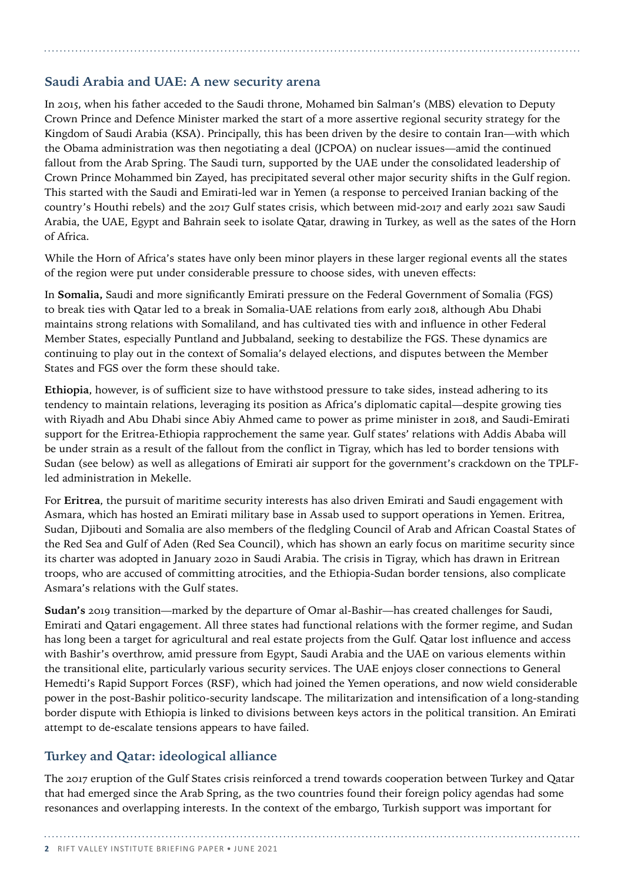## Saudi Arabia and UAE: A new security arena

In 2015, when his father acceded to the Saudi throne, Mohamed bin Salman's (MBS) elevation to Deputy Crown Prince and Defence Minister marked the start of a more assertive regional security strategy for the Kingdom of Saudi Arabia (KSA). Principally, this has been driven by the desire to contain Iran—with which the Obama administration was then negotiating a deal (JCPOA) on nuclear issues—amid the continued fallout from the Arab Spring. The Saudi turn, supported by the UAE under the consolidated leadership of Crown Prince Mohammed bin Zayed, has precipitated several other major security shifts in the Gulf region. This started with the Saudi and Emirati-led war in Yemen (a response to perceived Iranian backing of the country's Houthi rebels) and the 2017 Gulf states crisis, which between mid-2017 and early 2021 saw Saudi Arabia, the UAE, Egypt and Bahrain seek to isolate Qatar, drawing in Turkey, as well as the sates of the Horn of Africa.

While the Horn of Africa's states have only been minor players in these larger regional events all the states of the region were put under considerable pressure to choose sides, with uneven effects:

In **Somalia,** Saudi and more significantly Emirati pressure on the Federal Government of Somalia (FGS) to break ties with Qatar led to a break in Somalia-UAE relations from early 2018, although Abu Dhabi maintains strong relations with Somaliland, and has cultivated ties with and influence in other Federal Member States, especially Puntland and Jubbaland, seeking to destabilize the FGS. These dynamics are continuing to play out in the context of Somalia's delayed elections, and disputes between the Member States and FGS over the form these should take.

**Ethiopia**, however, is of sufficient size to have withstood pressure to take sides, instead adhering to its tendency to maintain relations, leveraging its position as Africa's diplomatic capital—despite growing ties with Riyadh and Abu Dhabi since Abiy Ahmed came to power as prime minister in 2018, and Saudi-Emirati support for the Eritrea-Ethiopia rapprochement the same year. Gulf states' relations with Addis Ababa will be under strain as a result of the fallout from the conflict in Tigray, which has led to border tensions with Sudan (see below) as well as allegations of Emirati air support for the government's crackdown on the TPLF-led administration in Mekelle.

For **Eritrea**, the pursuit of maritime security interests has also driven Emirati and Saudi engagement with Asmara, which has hosted an Emirati military base in Assab used to support operations in Yemen. Eritrea, Sudan, Djibouti and Somalia are also members of the fledgling Council of Arab and African Coastal States of the Red Sea and Gulf of Aden (Red Sea Council), which has shown an early focus on maritime security since its charter was adopted in January 2020 in Saudi Arabia. The crisis in Tigray, which has drawn in Eritrean troops, who are accused of committing atrocities, and the Ethiopia-Sudan border tensions, also complicate Asmara's relations with the Gulf states.

**Sudan's** 2019 transition—marked by the departure of Omar al-Bashir—has created challenges for Saudi, Emirati and Qatari engagement. All three states had functional relations with the former regime, and Sudan has long been a target for agricultural and real estate projects from the Gulf. Qatar lost influence and access with Bashir's overthrow, amid pressure from Egypt, Saudi Arabia and the UAE on various elements within the transitional elite, particularly various security services. The UAE enjoys closer connections to General Hemedti's Rapid Support Forces (RSF), which had joined the Yemen operations, and now wield considerable power in the post-Bashir politico-security landscape. The militarization and intensification of a long-standing border dispute with Ethiopia is linked to divisions between keys actors in the political transition. An Emirati attempt to de-escalate tensions appears to have failed.

## Turkey and Qatar: ideological alliance

The 2017 eruption of the Gulf States crisis reinforced a trend towards cooperation between Turkey and Qatar that had emerged since the Arab Spring, as the two countries found their foreign policy agendas had some resonances and overlapping interests. In the context of the embargo, Turkish support was important for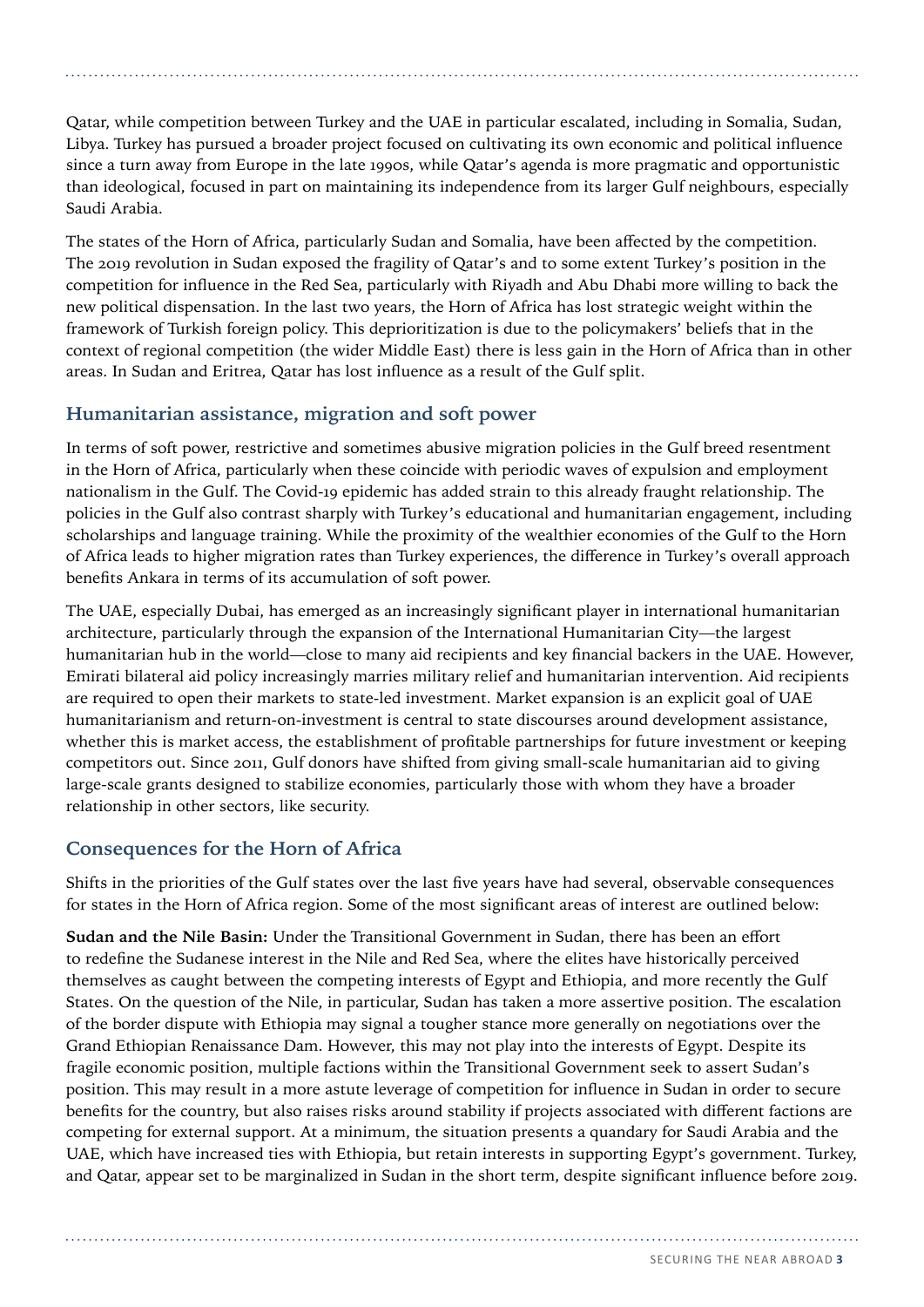Qatar, while competition between Turkey and the UAE in particular escalated, including in Somalia, Sudan, Libya. Turkey has pursued a broader project focused on cultivating its own economic and political influence since a turn away from Europe in the late 1990s, while Qatar's agenda is more pragmatic and opportunistic than ideological, focused in part on maintaining its independence from its larger Gulf neighbours, especially Saudi Arabia.

The states of the Horn of Africa, particularly Sudan and Somalia, have been affected by the competition. The 2019 revolution in Sudan exposed the fragility of Qatar's and to some extent Turkey's position in the competition for influence in the Red Sea, particularly with Riyadh and Abu Dhabi more willing to back the new political dispensation. In the last two years, the Horn of Africa has lost strategic weight within the framework of Turkish foreign policy. This deprioritization is due to the policymakers' beliefs that in the context of regional competition (the wider Middle East) there is less gain in the Horn of Africa than in other areas. In Sudan and Eritrea, Qatar has lost influence as a result of the Gulf split.

## Humanitarian assistance, migration and soft power

In terms of soft power, restrictive and sometimes abusive migration policies in the Gulf breed resentment in the Horn of Africa, particularly when these coincide with periodic waves of expulsion and employment nationalism in the Gulf. The Covid-19 epidemic has added strain to this already fraught relationship. The policies in the Gulf also contrast sharply with Turkey's educational and humanitarian engagement, including scholarships and language training. While the proximity of the wealthier economies of the Gulf to the Horn of Africa leads to higher migration rates than Turkey experiences, the difference in Turkey's overall approach benefits Ankara in terms of its accumulation of soft power.

The UAE, especially Dubai, has emerged as an increasingly significant player in international humanitarian architecture, particularly through the expansion of the International Humanitarian City—the largest humanitarian hub in the world—close to many aid recipients and key financial backers in the UAE. However, Emirati bilateral aid policy increasingly marries military relief and humanitarian intervention. Aid recipients are required to open their markets to state-led investment. Market expansion is an explicit goal of UAE humanitarianism and return-on-investment is central to state discourses around development assistance, whether this is market access, the establishment of profitable partnerships for future investment or keeping competitors out. Since 2011, Gulf donors have shifted from giving small-scale humanitarian aid to giving large-scale grants designed to stabilize economies, particularly those with whom they have a broader relationship in other sectors, like security.

## Consequences for the Horn of Africa

Shifts in the priorities of the Gulf states over the last five years have had several, observable consequences for states in the Horn of Africa region. Some of the most significant areas of interest are outlined below:

**Sudan and the Nile Basin:** Under the Transitional Government in Sudan, there has been an effort to redefine the Sudanese interest in the Nile and Red Sea, where the elites have historically perceived themselves as caught between the competing interests of Egypt and Ethiopia, and more recently the Gulf States. On the question of the Nile, in particular, Sudan has taken a more assertive position. The escalation of the border dispute with Ethiopia may signal a tougher stance more generally on negotiations over the Grand Ethiopian Renaissance Dam. However, this may not play into the interests of Egypt. Despite its fragile economic position, multiple factions within the Transitional Government seek to assert Sudan's position. This may result in a more astute leverage of competition for influence in Sudan in order to secure benefits for the country, but also raises risks around stability if projects associated with different factions are competing for external support. At a minimum, the situation presents a quandary for Saudi Arabia and the UAE, which have increased ties with Ethiopia, but retain interests in supporting Egypt's government. Turkey, and Qatar, appear set to be marginalized in Sudan in the short term, despite significant influence before 2019.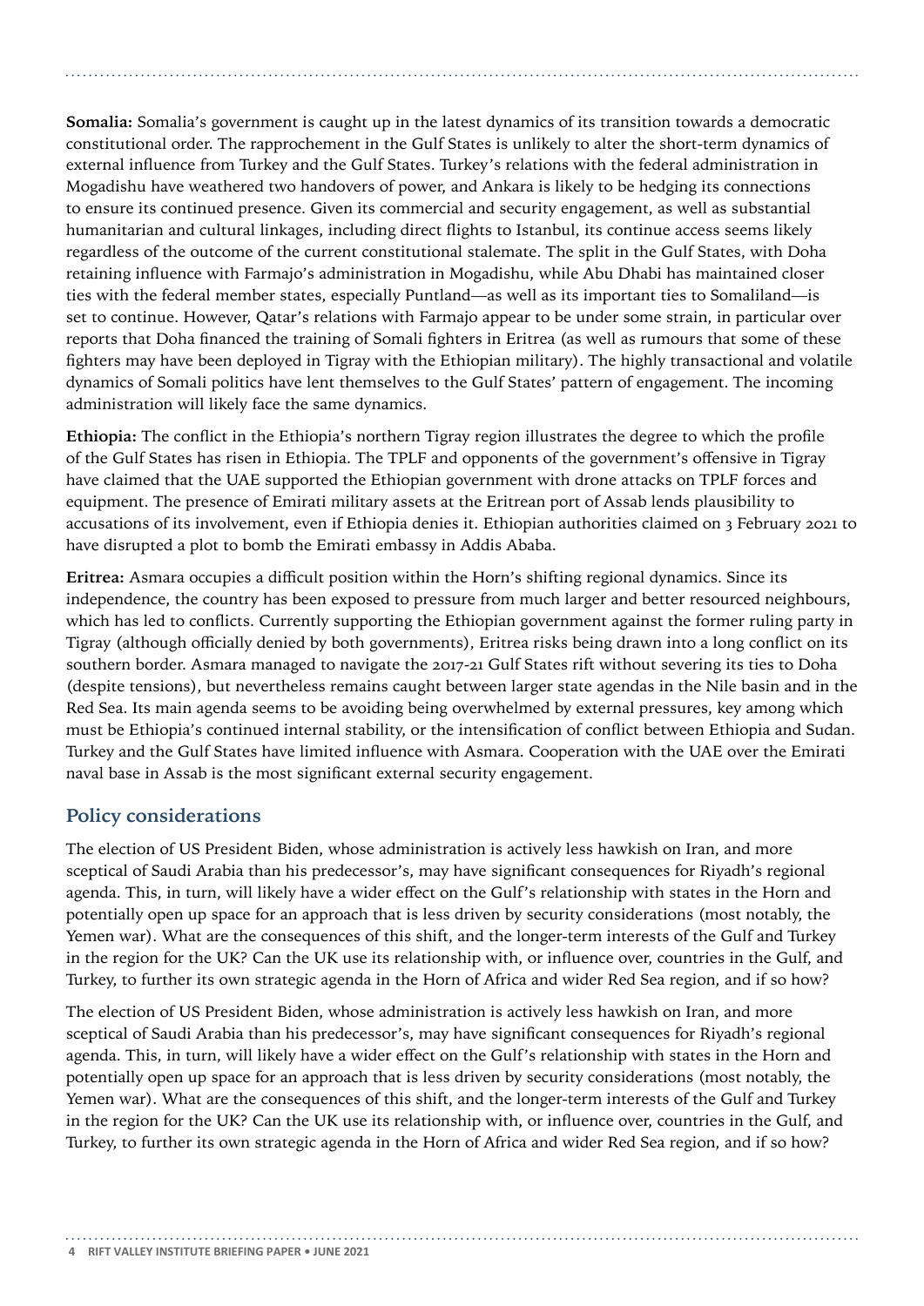**Somalia:** Somalia's government is caught up in the latest dynamics of its transition towards a democratic constitutional order. The rapprochement in the Gulf States is unlikely to alter the short-term dynamics of external influence from Turkey and the Gulf States. Turkey's relations with the federal administration in Mogadishu have weathered two handovers of power, and Ankara is likely to be hedging its connections to ensure its continued presence. Given its commercial and security engagement, as well as substantial humanitarian and cultural linkages, including direct flights to Istanbul, its continue access seems likely regardless of the outcome of the current constitutional stalemate. The split in the Gulf States, with Doha retaining influence with Farmajo's administration in Mogadishu, while Abu Dhabi has maintained closer ties with the federal member states, especially Puntland—as well as its important ties to Somaliland—is set to continue. However, Qatar's relations with Farmajo appear to be under some strain, in particular over reports that Doha financed the training of Somali fighters in Eritrea (as well as rumours that some of these fighters may have been deployed in Tigray with the Ethiopian military). The highly transactional and volatile dynamics of Somali politics have lent themselves to the Gulf States' pattern of engagement. The incoming administration will likely face the same dynamics.

**Ethiopia:** The conflict in the Ethiopia's northern Tigray region illustrates the degree to which the profile of the Gulf States has risen in Ethiopia. The TPLF and opponents of the government's offensive in Tigray have claimed that the UAE supported the Ethiopian government with drone attacks on TPLF forces and equipment. The presence of Emirati military assets at the Eritrean port of Assab lends plausibility to accusations of its involvement, even if Ethiopia denies it. Ethiopian authorities claimed on 3 February 2021 to have disrupted a plot to bomb the Emirati embassy in Addis Ababa.

**Eritrea:** Asmara occupies a difficult position within the Horn's shifting regional dynamics. Since its independence, the country has been exposed to pressure from much larger and better resourced neighbours, which has led to conflicts. Currently supporting the Ethiopian government against the former ruling party in Tigray (although officially denied by both governments), Eritrea risks being drawn into a long conflict on its southern border. Asmara managed to navigate the 2017-21 Gulf States rift without severing its ties to Doha (despite tensions), but nevertheless remains caught between larger state agendas in the Nile basin and in the Red Sea. Its main agenda seems to be avoiding being overwhelmed by external pressures, key among which must be Ethiopia's continued internal stability, or the intensification of conflict between Ethiopia and Sudan. Turkey and the Gulf States have limited influence with Asmara. Cooperation with the UAE over the Emirati naval base in Assab is the most significant external security engagement.

## Policy considerations

The election of US President Biden, whose administration is actively less hawkish on Iran, and more sceptical of Saudi Arabia than his predecessor's, may have significant consequences for Riyadh's regional agenda. This, in turn, will likely have a wider effect on the Gulf's relationship with states in the Horn and potentially open up space for an approach that is less driven by security considerations (most notably, the Yemen war). What are the consequences of this shift, and the longer-term interests of the Gulf and Turkey in the region for the UK? Can the UK use its relationship with, or influence over, countries in the Gulf, and Turkey, to further its own strategic agenda in the Horn of Africa and wider Red Sea region, and if so how?

The election of US President Biden, whose administration is actively less hawkish on Iran, and more sceptical of Saudi Arabia than his predecessor's, may have significant consequences for Riyadh's regional agenda. This, in turn, will likely have a wider effect on the Gulf's relationship with states in the Horn and potentially open up space for an approach that is less driven by security considerations (most notably, the Yemen war). What are the consequences of this shift, and the longer-term interests of the Gulf and Turkey in the region for the UK? Can the UK use its relationship with, or influence over, countries in the Gulf, and Turkey, to further its own strategic agenda in the Horn of Africa and wider Red Sea region, and if so how?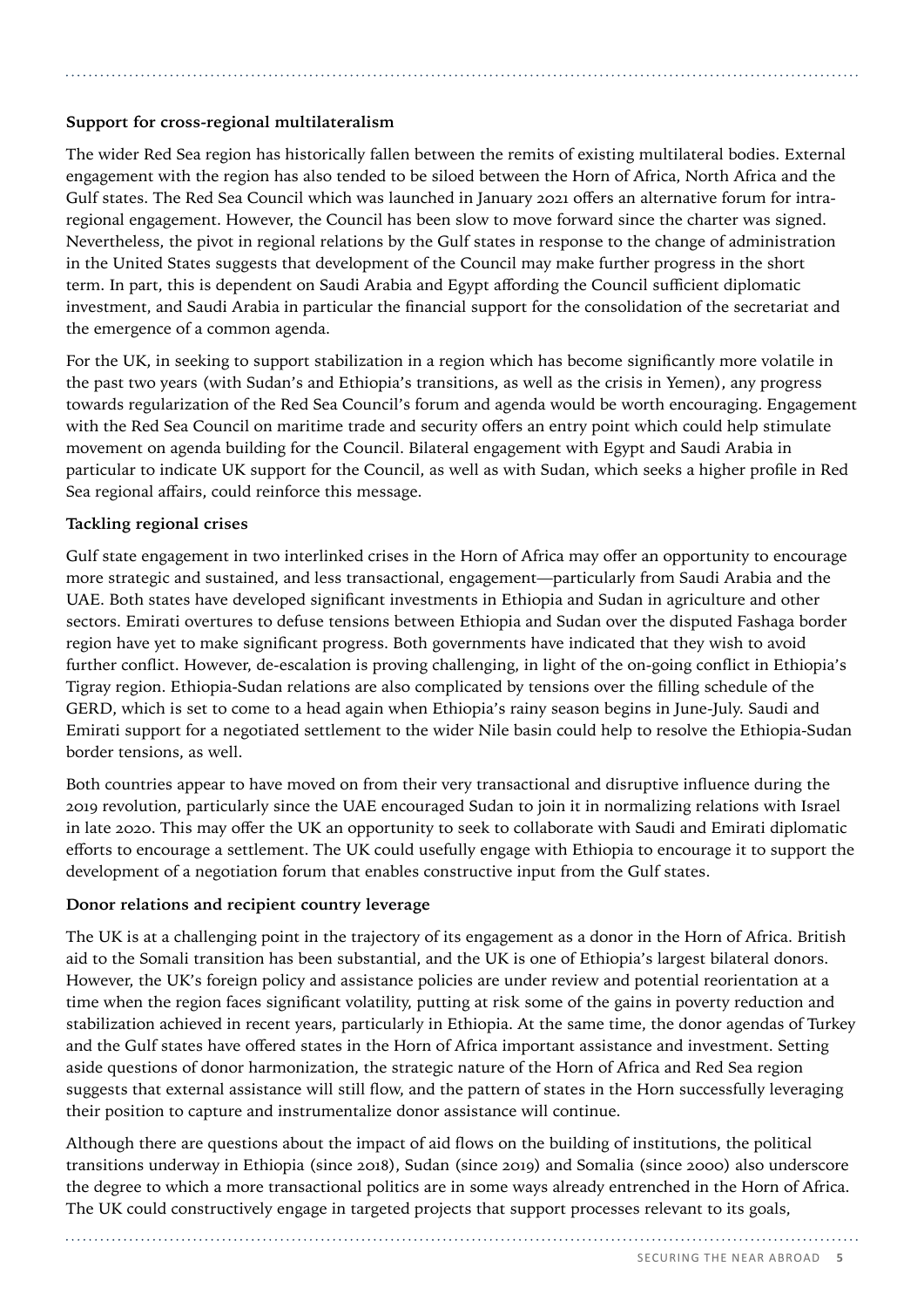### Support for cross-regional multilateralism

The wider Red Sea region has historically fallen between the remits of existing multilateral bodies. External engagement with the region has also tended to be siloed between the Horn of Africa, North Africa and the Gulf states. The Red Sea Council which was launched in January 2021 offers an alternative forum for intra-regional engagement. However, the Council has been slow to move forward since the charter was signed. Nevertheless, the pivot in regional relations by the Gulf states in response to the change of administration in the United States suggests that development of the Council may make further progress in the short term. In part, this is dependent on Saudi Arabia and Egypt affording the Council sufficient diplomatic investment, and Saudi Arabia in particular the financial support for the consolidation of the secretariat and the emergence of a common agenda.

For the UK, in seeking to support stabilization in a region which has become significantly more volatile in the past two years (with Sudan's and Ethiopia's transitions, as well as the crisis in Yemen), any progress towards regularization of the Red Sea Council's forum and agenda would be worth encouraging. Engagement with the Red Sea Council on maritime trade and security offers an entry point which could help stimulate movement on agenda building for the Council. Bilateral engagement with Egypt and Saudi Arabia in particular to indicate UK support for the Council, as well as with Sudan, which seeks a higher profile in Red Sea regional affairs, could reinforce this message.

### Tackling regional crises

Gulf state engagement in two interlinked crises in the Horn of Africa may offer an opportunity to encourage more strategic and sustained, and less transactional, engagement—particularly from Saudi Arabia and the UAE. Both states have developed significant investments in Ethiopia and Sudan in agriculture and other sectors. Emirati overtures to defuse tensions between Ethiopia and Sudan over the disputed Fashaga border region have yet to make significant progress. Both governments have indicated that they wish to avoid further conflict. However, de-escalation is proving challenging, in light of the on-going conflict in Ethiopia's Tigray region. Ethiopia-Sudan relations are also complicated by tensions over the filling schedule of the GERD, which is set to come to a head again when Ethiopia's rainy season begins in June-July. Saudi and Emirati support for a negotiated settlement to the wider Nile basin could help to resolve the Ethiopia-Sudan border tensions, as well.

Both countries appear to have moved on from their very transactional and disruptive influence during the 2019 revolution, particularly since the UAE encouraged Sudan to join it in normalizing relations with Israel in late 2020. This may offer the UK an opportunity to seek to collaborate with Saudi and Emirati diplomatic efforts to encourage a settlement. The UK could usefully engage with Ethiopia to encourage it to support the development of a negotiation forum that enables constructive input from the Gulf states.

### Donor relations and recipient country leverage

The UK is at a challenging point in the trajectory of its engagement as a donor in the Horn of Africa. British aid to the Somali transition has been substantial, and the UK is one of Ethiopia's largest bilateral donors. However, the UK's foreign policy and assistance policies are under review and potential reorientation at a time when the region faces significant volatility, putting at risk some of the gains in poverty reduction and stabilization achieved in recent years, particularly in Ethiopia. At the same time, the donor agendas of Turkey and the Gulf states have offered states in the Horn of Africa important assistance and investment. Setting aside questions of donor harmonization, the strategic nature of the Horn of Africa and Red Sea region suggests that external assistance will still flow, and the pattern of states in the Horn successfully leveraging their position to capture and instrumentalize donor assistance will continue.

Although there are questions about the impact of aid flows on the building of institutions, the political transitions underway in Ethiopia (since 2018), Sudan (since 2019) and Somalia (since 2000) also underscore the degree to which a more transactional politics are in some ways already entrenched in the Horn of Africa. The UK could constructively engage in targeted projects that support processes relevant to its goals,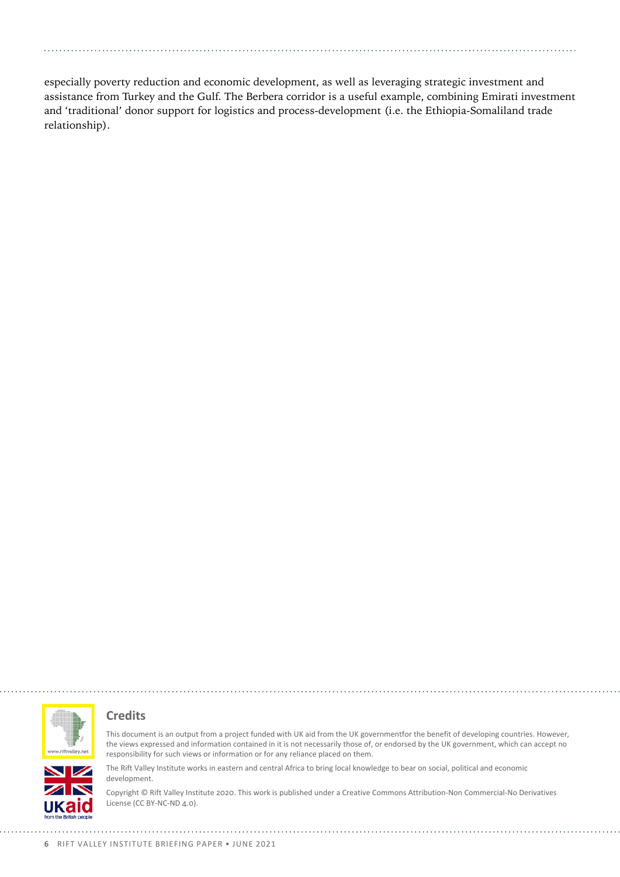especially poverty reduction and economic development, as well as leveraging strategic investment and assistance from Turkey and the Gulf. The Berbera corridor is a useful example, combining Emirati investment and 'traditional' donor support for logistics and process-development (i.e. the Ethiopia-Somaliland trade relationship).

## Credits

This document is an output from a project funded with UK aid from the UK governmentfor the benefit of developing countries. However, the views expressed and information contained in it is not necessarily those of, or endorsed by the UK government, which can accept no responsibility for such views or information or for any reliance placed on them.

The Rift Valley Institute works in eastern and central Africa to bring local knowledge to bear on social, political and economic development.

Copyright © Rift Valley Institute 2020. This work is published under a Creative Commons Attribution-Non Commercial-No Derivatives License (CC BY-NC-ND 4.0).